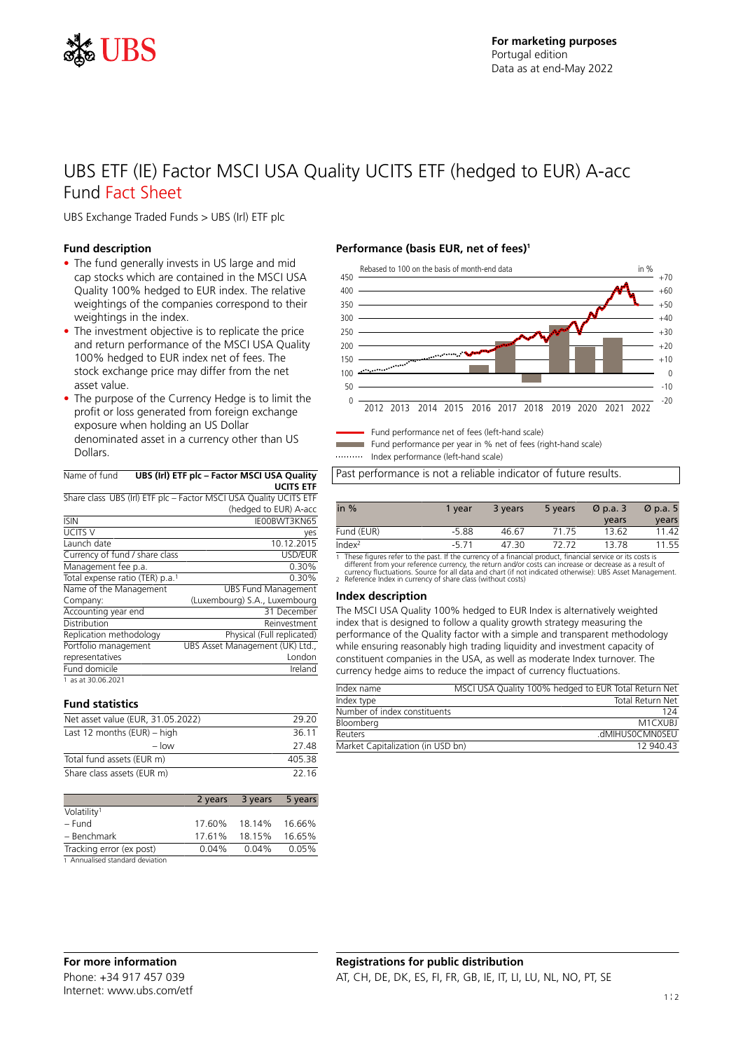For marketing purposes
Portugal edition
Data as at end-May 2022

# UBS ETF (IE) Factor MSCI USA Quality UCITS ETF (hedged to EUR) A-acc

## Fund Fact Sheet

UBS Exchange Traded Funds > UBS (Irl) ETF plc

### Fund description

- The fund generally invests in US large and mid cap stocks which are contained in the MSCI USA Quality 100% hedged to EUR index. The relative weightings of the companies correspond to their weightings in the index.
- The investment objective is to replicate the price and return performance of the MSCI USA Quality 100% hedged to EUR index net of fees. The stock exchange price may differ from the net asset value.
- The purpose of the Currency Hedge is to limit the profit or loss generated from foreign exchange exposure when holding an US Dollar denominated asset in a currency other than US Dollars.

| Name of fund | UBS (Irl) ETF plc – Factor MSCI USA Quality UCITS ETF |
|---|---|
| Share class | UBS (Irl) ETF plc – Factor MSCI USA Quality UCITS ETF (hedged to EUR) A-acc |
| ISIN | IE00BWT3KN65 |
| UCITS V | yes |
| Launch date | 10.12.2015 |
| Currency of fund / share class | USD/EUR |
| Management fee p.a. | 0.30% |
| Total expense ratio (TER) p.a.[1] | 0.30% |
| Name of the Management Company: | UBS Fund Management (Luxembourg) S.A., Luxembourg |
| Accounting year end | 31 December |
| Distribution | Reinvestment |
| Replication methodology | Physical (Full replicated) |
| Portfolio management representatives | UBS Asset Management (UK) Ltd., London |
| Fund domicile | Ireland |

1 as at 30.06.2021

### Fund statistics

| | |
|---|---|
| Net asset value (EUR, 31.05.2022) | 29.20 |
| Last 12 months (EUR) – high | 36.11 |
| – low | 27.48 |
| Total fund assets (EUR m) | 405.38 |
| Share class assets (EUR m) | 22.16 |

| | 2 years | 3 years | 5 years |
|---|---|---|---|
| Volatility[1] | | | |
| – Fund | 17.60% | 18.14% | 16.66% |
| – Benchmark | 17.61% | 18.15% | 16.65% |
| Tracking error (ex post) | 0.04% | 0.04% | 0.05% |

1 Annualised standard deviation

### Performance (basis EUR, net of fees)[1]

Rebased to 100 on the basis of month-end data

Fund performance net of fees (left-hand scale)
Fund performance per year in % net of fees (right-hand scale)
Index performance (left-hand scale)

Past performance is not a reliable indicator of future results.

| in % | 1 year | 3 years | 5 years | Ø p.a. 3 years | Ø p.a. 5 years |
|---|---|---|---|---|---|
| Fund (EUR) | -5.88 | 46.67 | 71.75 | 13.62 | 11.42 |
| Index[2] | -5.71 | 47.30 | 72.72 | 13.78 | 11.55 |

1 These figures refer to the past. If the currency of a financial product, financial service or its costs is different from your reference currency, the return and/or costs can increase or decrease as a result of currency fluctuations. Source for all data and chart (if not indicated otherwise): UBS Asset Management.
2 Reference Index in currency of share class (without costs)

### Index description

The MSCI USA Quality 100% hedged to EUR Index is alternatively weighted index that is designed to follow a quality growth strategy measuring the performance of the Quality factor with a simple and transparent methodology while ensuring reasonably high trading liquidity and investment capacity of constituent companies in the USA, as well as moderate Index turnover. The currency hedge aims to reduce the impact of currency fluctuations.

| | |
|---|---|
| Index name | MSCI USA Quality 100% hedged to EUR Total Return Net |
| Index type | Total Return Net |
| Number of index constituents | 124 |
| Bloomberg | M1CXUBJ |
| Reuters | .dMIHUS0CMN0SEU |
| Market Capitalization (in USD bn) | 12 940.43 |

### For more information

Phone: +34 917 457 039
Internet: www.ubs.com/etf

### Registrations for public distribution

AT, CH, DE, DK, ES, FI, FR, GB, IE, IT, LI, LU, NL, NO, PT, SE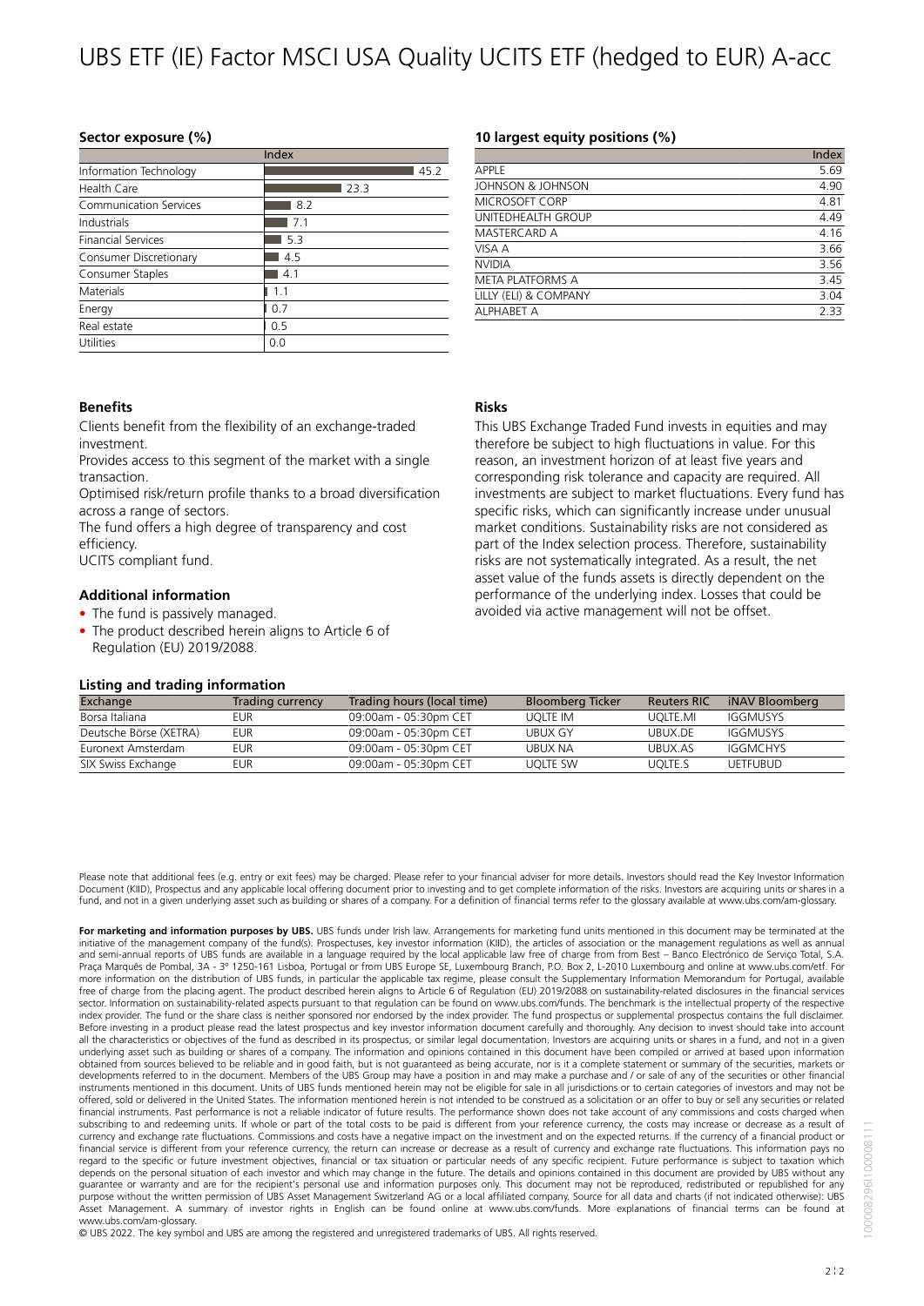# UBS ETF (IE) Factor MSCI USA Quality UCITS ETF (hedged to EUR) A-acc

### Sector exposure (%)

Index

Information Technology 45.2

Health Care 23.3

Communication Services 8.2

Industrials 7.1

Financial Services 5.3

Consumer Discretionary 4.5

Consumer Staples 4.1

Materials 1.1

Energy 0.7

Real estate 0.5

Utilities 0.0

### 10 largest equity positions (%)

| | Index |
|---|---|
| APPLE | 5.69 |
| JOHNSON & JOHNSON | 4.90 |
| MICROSOFT CORP | 4.81 |
| UNITEDHEALTH GROUP | 4.49 |
| MASTERCARD A | 4.16 |
| VISA A | 3.66 |
| NVIDIA | 3.56 |
| META PLATFORMS A | 3.45 |
| LILLY (ELI) & COMPANY | 3.04 |
| ALPHABET A | 2.33 |

### Benefits

Clients benefit from the flexibility of an exchange-traded investment.

Provides access to this segment of the market with a single transaction.

Optimised risk/return profile thanks to a broad diversification across a range of sectors.

The fund offers a high degree of transparency and cost efficiency.

UCITS compliant fund.

### Additional information

- The fund is passively managed.
- The product described herein aligns to Article 6 of Regulation (EU) 2019/2088.

### Risks

This UBS Exchange Traded Fund invests in equities and may therefore be subject to high fluctuations in value. For this reason, an investment horizon of at least five years and corresponding risk tolerance and capacity are required. All investments are subject to market fluctuations. Every fund has specific risks, which can significantly increase under unusual market conditions. Sustainability risks are not considered as part of the Index selection process. Therefore, sustainability risks are not systematically integrated. As a result, the net asset value of the funds assets is directly dependent on the performance of the underlying index. Losses that could be avoided via active management will not be offset.

### Listing and trading information

| Exchange | Trading currency | Trading hours (local time) | Bloomberg Ticker | Reuters RIC | iNAV Bloomberg |
|---|---|---|---|---|---|
| Borsa Italiana | EUR | 09:00am - 05:30pm CET | UQLTE IM | UQLTE.MI | IGGMUSYS |
| Deutsche Börse (XETRA) | EUR | 09:00am - 05:30pm CET | UBUX GY | UBUX.DE | IGGMUSYS |
| Euronext Amsterdam | EUR | 09:00am - 05:30pm CET | UBUX NA | UBUX.AS | IGGMCHYS |
| SIX Swiss Exchange | EUR | 09:00am - 05:30pm CET | UQLTE SW | UQLTE.S | UETFUBUD |

Please note that additional fees (e.g. entry or exit fees) may be charged. Please refer to your financial adviser for more details. Investors should read the Key Investor Information Document (KIID), Prospectus and any applicable local offering document prior to investing and to get complete information of the risks. Investors are acquiring units or shares in a fund, and not in a given underlying asset such as building or shares of a company. For a definition of financial terms refer to the glossary available at www.ubs.com/am-glossary.

**For marketing and information purposes by UBS.** UBS funds under Irish law. Arrangements for marketing fund units mentioned in this document may be terminated at the initiative of the management company of the fund(s). Prospectuses, key investor information (KIID), the articles of association or the management regulations as well as annual and semi-annual reports of UBS funds are available in a language required by the local applicable law free of charge from from Best – Banco Electrónico de Serviço Total, S.A. Praça Marquês de Pombal, 3A - 3º 1250-161 Lisboa, Portugal or from UBS Europe SE, Luxembourg Branch, P.O. Box 2, L-2010 Luxembourg and online at www.ubs.com/etf. For more information on the distribution of UBS funds, in particular the applicable tax regime, please consult the Supplementary Information Memorandum for Portugal, available free of charge from the placing agent. The product described herein aligns to Article 6 of Regulation (EU) 2019/2088 on sustainability-related disclosures in the financial services sector. Information on sustainability-related aspects pursuant to that regulation can be found on www.ubs.com/funds. The benchmark is the intellectual property of the respective index provider. The fund or the share class is neither sponsored nor endorsed by the index provider. The fund prospectus or supplemental prospectus contains the full disclaimer. Before investing in a product please read the latest prospectus and key investor information document carefully and thoroughly. Any decision to invest should take into account all the characteristics or objectives of the fund as described in its prospectus, or similar legal documentation. Investors are acquiring units or shares in a fund, and not in a given underlying asset such as building or shares of a company. The information and opinions contained in this document have been compiled or arrived at based upon information obtained from sources believed to be reliable and in good faith, but is not guaranteed as being accurate, nor is it a complete statement or summary of the securities, markets or developments referred to in the document. Members of the UBS Group may have a position in and may make a purchase and / or sale of any of the securities or other financial instruments mentioned in this document. Units of UBS funds mentioned herein may not be eligible for sale in all jurisdictions or to certain categories of investors and may not be offered, sold or delivered in the United States. The information mentioned herein is not intended to be construed as a solicitation or an offer to buy or sell any securities or related financial instruments. Past performance is not a reliable indicator of future results. The performance shown does not take account of any commissions and costs charged when subscribing to and redeeming units. If whole or part of the total costs to be paid is different from your reference currency, the costs may increase or decrease as a result of currency and exchange rate fluctuations. Commissions and costs have a negative impact on the investment and on the expected returns. If the currency of a financial product or financial service is different from your reference currency, the return can increase or decrease as a result of currency and exchange rate fluctuations. This information pays no regard to the specific or future investment objectives, financial or tax situation or particular needs of any specific recipient. Future performance is subject to taxation which depends on the personal situation of each investor and which may change in the future. The details and opinions contained in this document are provided by UBS without any guarantee or warranty and are for the recipient's personal use and information purposes only. This document may not be reproduced, redistributed or republished for any purpose without the written permission of UBS Asset Management Switzerland AG or a local affiliated company. Source for all data and charts (if not indicated otherwise): UBS Asset Management. A summary of investor rights in English can be found online at www.ubs.com/funds. More explanations of financial terms can be found at www.ubs.com/am-glossary.

© UBS 2022. The key symbol and UBS are among the registered and unregistered trademarks of UBS. All rights reserved.